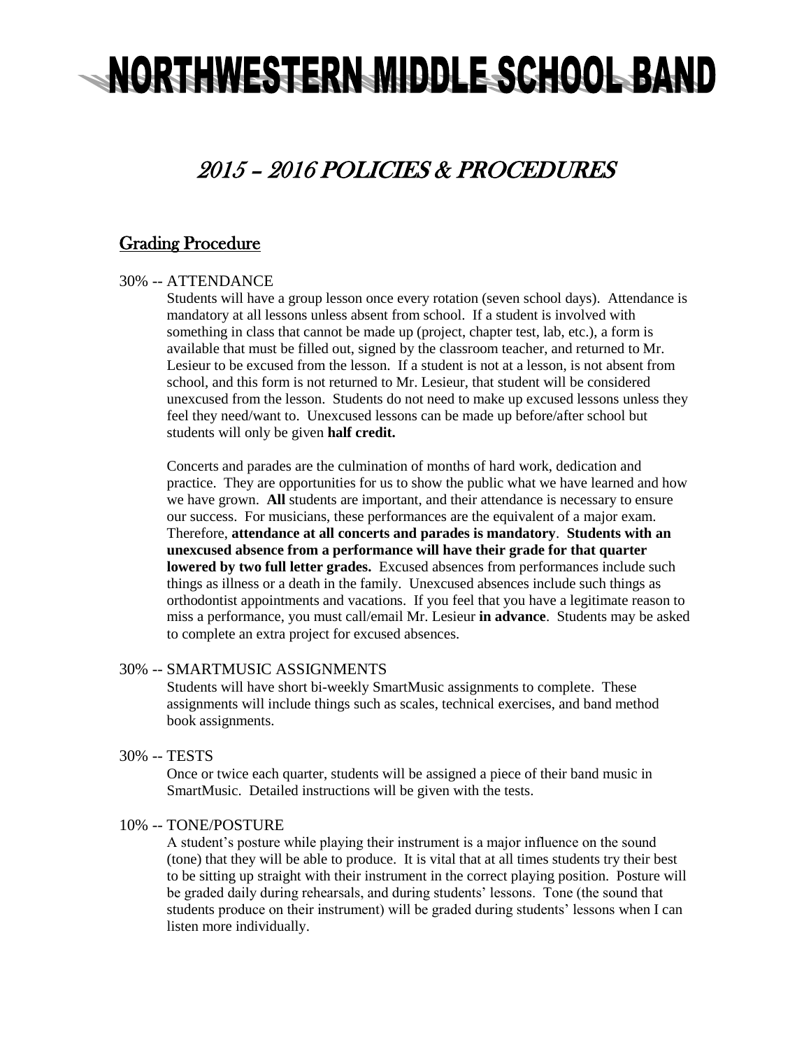// NORTHWESTERN MIDDLE SCHOOL BAND

## 2015 – 2016 POLICIES & PROCEDURES

### Grading Procedure

30% -- ATTENDANCE

Students will have a group lesson once every rotation (seven school days). Attendance is mandatory at all lessons unless absent from school. If a student is involved with something in class that cannot be made up (project, chapter test, lab, etc.), a form is available that must be filled out, signed by the classroom teacher, and returned to Mr. Lesieur to be excused from the lesson. If a student is not at a lesson, is not absent from school, and this form is not returned to Mr. Lesieur, that student will be considered unexcused from the lesson. Students do not need to make up excused lessons unless they feel they need/want to. Unexcused lessons can be made up before/after school but students will only be given **half credit.**

Concerts and parades are the culmination of months of hard work, dedication and practice. They are opportunities for us to show the public what we have learned and how we have grown. **All** students are important, and their attendance is necessary to ensure our success. For musicians, these performances are the equivalent of a major exam. Therefore, **attendance at all concerts and parades is mandatory**. **Students with an unexcused absence from a performance will have their grade for that quarter lowered by two full letter grades.** Excused absences from performances include such things as illness or a death in the family. Unexcused absences include such things as orthodontist appointments and vacations. If you feel that you have a legitimate reason to miss a performance, you must call/email Mr. Lesieur **in advance**. Students may be asked to complete an extra project for excused absences.

30% -- SMARTMUSIC ASSIGNMENTS

Students will have short bi-weekly SmartMusic assignments to complete. These assignments will include things such as scales, technical exercises, and band method book assignments.

30% -- TESTS

Once or twice each quarter, students will be assigned a piece of their band music in SmartMusic. Detailed instructions will be given with the tests.

10% -- TONE/POSTURE

A student's posture while playing their instrument is a major influence on the sound (tone) that they will be able to produce. It is vital that at all times students try their best to be sitting up straight with their instrument in the correct playing position. Posture will be graded daily during rehearsals, and during students' lessons. Tone (the sound that students produce on their instrument) will be graded during students' lessons when I can listen more individually.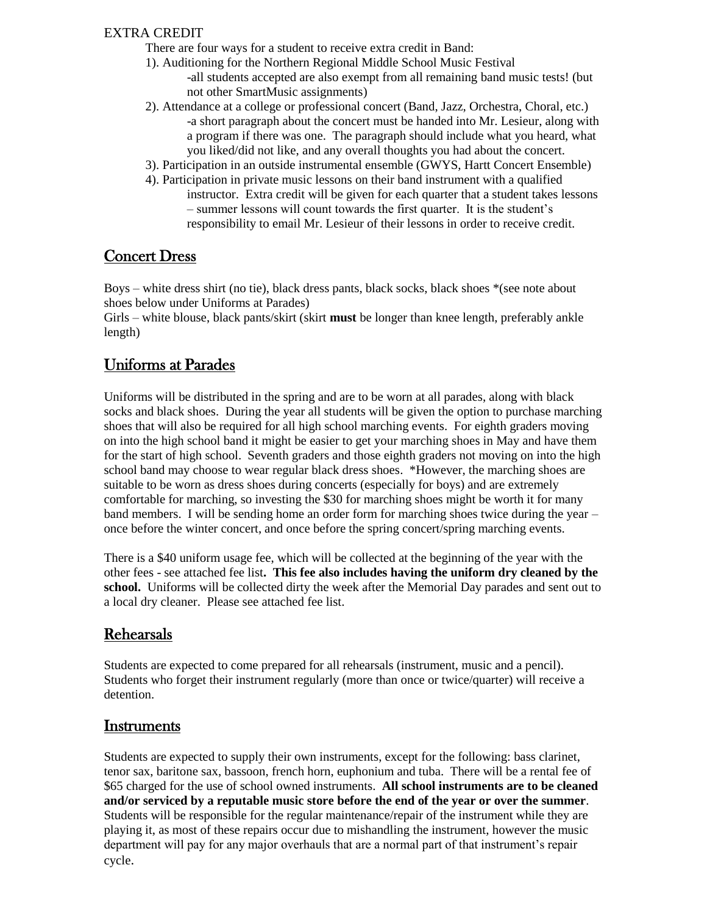EXTRA CREDIT

There are four ways for a student to receive extra credit in Band:

1). Auditioning for the Northern Regional Middle School Music Festival
-all students accepted are also exempt from all remaining band music tests! (but not other SmartMusic assignments)

2). Attendance at a college or professional concert (Band, Jazz, Orchestra, Choral, etc.)
-a short paragraph about the concert must be handed into Mr. Lesieur, along with a program if there was one. The paragraph should include what you heard, what you liked/did not like, and any overall thoughts you had about the concert.

3). Participation in an outside instrumental ensemble (GWYS, Hartt Concert Ensemble)

4). Participation in private music lessons on their band instrument with a qualified instructor. Extra credit will be given for each quarter that a student takes lessons – summer lessons will count towards the first quarter. It is the student's responsibility to email Mr. Lesieur of their lessons in order to receive credit.

## Concert Dress

Boys – white dress shirt (no tie), black dress pants, black socks, black shoes *(see note about shoes below under Uniforms at Parades)
Girls – white blouse, black pants/skirt (skirt **must** be longer than knee length, preferably ankle length)

## Uniforms at Parades

Uniforms will be distributed in the spring and are to be worn at all parades, along with black socks and black shoes. During the year all students will be given the option to purchase marching shoes that will also be required for all high school marching events. For eighth graders moving on into the high school band it might be easier to get your marching shoes in May and have them for the start of high school. Seventh graders and those eighth graders not moving on into the high school band may choose to wear regular black dress shoes. *However, the marching shoes are suitable to be worn as dress shoes during concerts (especially for boys) and are extremely comfortable for marching, so investing the $30 for marching shoes might be worth it for many band members. I will be sending home an order form for marching shoes twice during the year – once before the winter concert, and once before the spring concert/spring marching events.

There is a $40 uniform usage fee, which will be collected at the beginning of the year with the other fees - see attached fee list**. This fee also includes having the uniform dry cleaned by the school.** Uniforms will be collected dirty the week after the Memorial Day parades and sent out to a local dry cleaner. Please see attached fee list.

## Rehearsals

Students are expected to come prepared for all rehearsals (instrument, music and a pencil). Students who forget their instrument regularly (more than once or twice/quarter) will receive a detention.

## Instruments

Students are expected to supply their own instruments, except for the following: bass clarinet, tenor sax, baritone sax, bassoon, french horn, euphonium and tuba. There will be a rental fee of $65 charged for the use of school owned instruments. **All school instruments are to be cleaned and/or serviced by a reputable music store before the end of the year or over the summer**. Students will be responsible for the regular maintenance/repair of the instrument while they are playing it, as most of these repairs occur due to mishandling the instrument, however the music department will pay for any major overhauls that are a normal part of that instrument's repair cycle.